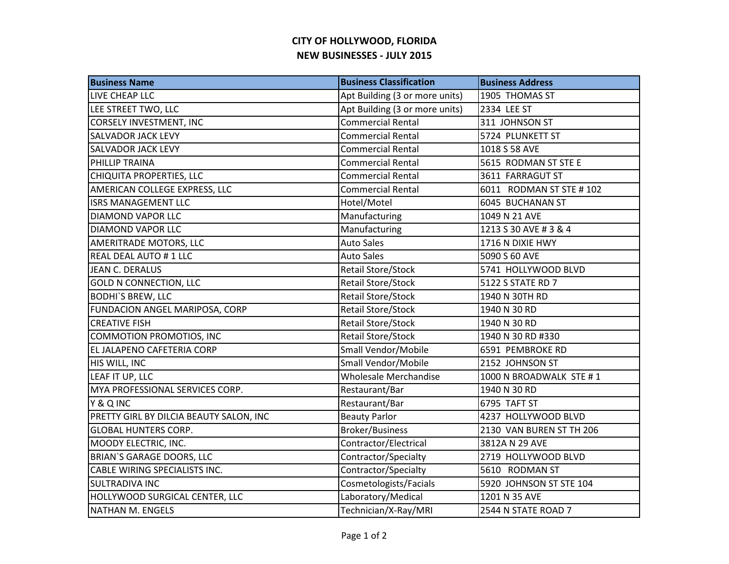# CITY OF HOLLYWOOD, FLORIDA

## NEW BUSINESSES - JULY 2015

| Business Name | Business Classification | Business Address |
|---|---|---|
| LIVE CHEAP LLC | Apt Building (3 or more units) | 1905 THOMAS ST |
| LEE STREET TWO, LLC | Apt Building (3 or more units) | 2334 LEE ST |
| CORSELY INVESTMENT, INC | Commercial Rental | 311 JOHNSON ST |
| SALVADOR JACK LEVY | Commercial Rental | 5724 PLUNKETT ST |
| SALVADOR JACK LEVY | Commercial Rental | 1018 S 58 AVE |
| PHILLIP TRAINA | Commercial Rental | 5615 RODMAN ST STE E |
| CHIQUITA PROPERTIES, LLC | Commercial Rental | 3611 FARRAGUT ST |
| AMERICAN COLLEGE EXPRESS, LLC | Commercial Rental | 6011 RODMAN ST STE # 102 |
| ISRS MANAGEMENT LLC | Hotel/Motel | 6045 BUCHANAN ST |
| DIAMOND VAPOR LLC | Manufacturing | 1049 N 21 AVE |
| DIAMOND VAPOR LLC | Manufacturing | 1213 S 30 AVE # 3 & 4 |
| AMERITRADE MOTORS, LLC | Auto Sales | 1716 N DIXIE HWY |
| REAL DEAL AUTO # 1 LLC | Auto Sales | 5090 S 60 AVE |
| JEAN C. DERALUS | Retail Store/Stock | 5741 HOLLYWOOD BLVD |
| GOLD N CONNECTION, LLC | Retail Store/Stock | 5122 S STATE RD 7 |
| BODHI`S BREW, LLC | Retail Store/Stock | 1940 N 30TH RD |
| FUNDACION ANGEL MARIPOSA, CORP | Retail Store/Stock | 1940 N 30 RD |
| CREATIVE FISH | Retail Store/Stock | 1940 N 30 RD |
| COMMOTION PROMOTIOS, INC | Retail Store/Stock | 1940 N 30 RD #330 |
| EL JALAPENO CAFETERIA CORP | Small Vendor/Mobile | 6591 PEMBROKE RD |
| HIS WILL, INC | Small Vendor/Mobile | 2152 JOHNSON ST |
| LEAF IT UP, LLC | Wholesale Merchandise | 1000 N BROADWALK STE # 1 |
| MYA PROFESSIONAL SERVICES CORP. | Restaurant/Bar | 1940 N 30 RD |
| Y & Q INC | Restaurant/Bar | 6795 TAFT ST |
| PRETTY GIRL BY DILCIA BEAUTY SALON, INC | Beauty Parlor | 4237 HOLLYWOOD BLVD |
| GLOBAL HUNTERS CORP. | Broker/Business | 2130 VAN BUREN ST TH 206 |
| MOODY ELECTRIC, INC. | Contractor/Electrical | 3812A N 29 AVE |
| BRIAN`S GARAGE DOORS, LLC | Contractor/Specialty | 2719 HOLLYWOOD BLVD |
| CABLE WIRING SPECIALISTS INC. | Contractor/Specialty | 5610 RODMAN ST |
| SULTRADIVA INC | Cosmetologists/Facials | 5920 JOHNSON ST STE 104 |
| HOLLYWOOD SURGICAL CENTER, LLC | Laboratory/Medical | 1201 N 35 AVE |
| NATHAN M. ENGELS | Technician/X-Ray/MRI | 2544 N STATE ROAD 7 |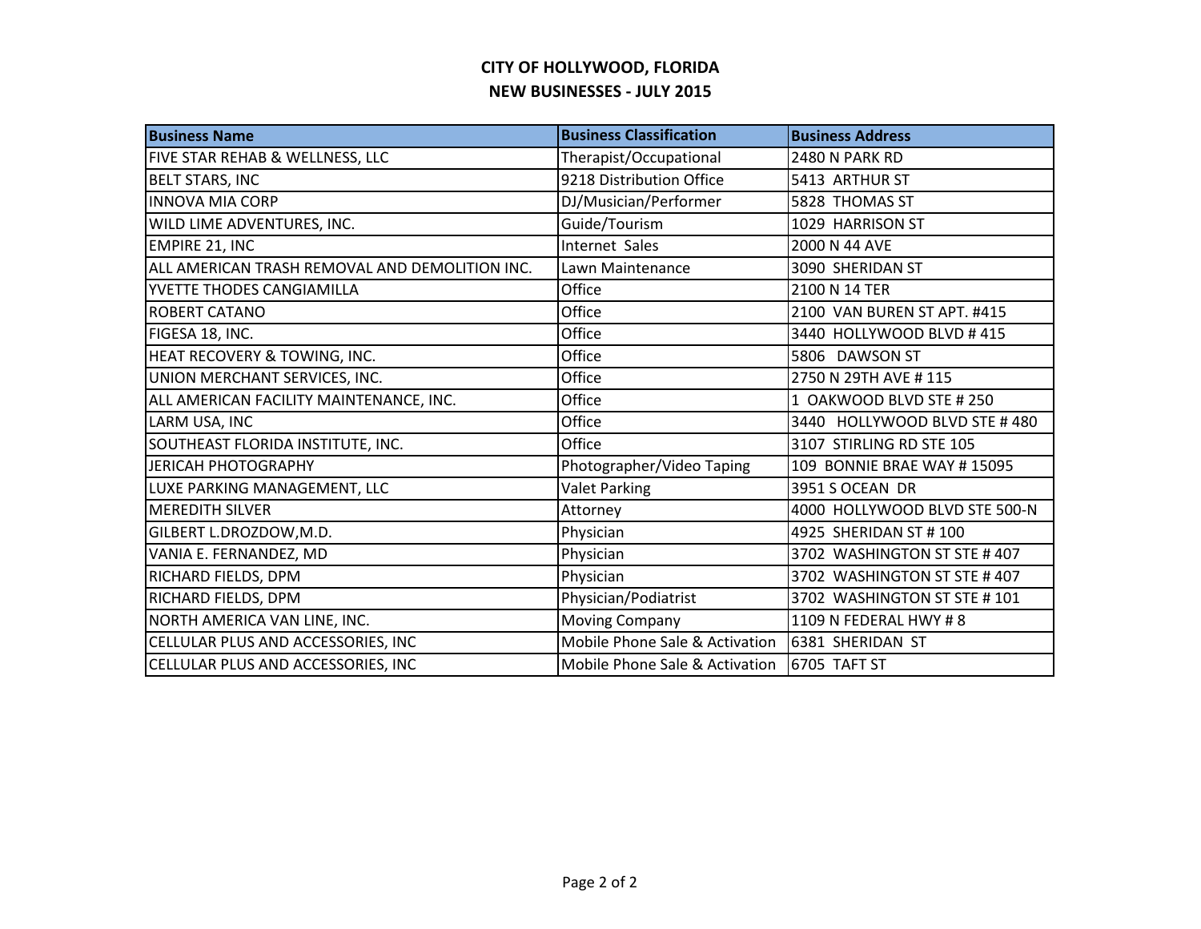# CITY OF HOLLYWOOD, FLORIDA
## NEW BUSINESSES - JULY 2015

| Business Name | Business Classification | Business Address |
|---|---|---|
| FIVE STAR REHAB & WELLNESS, LLC | Therapist/Occupational | 2480 N PARK RD |
| BELT STARS, INC | 9218 Distribution Office | 5413 ARTHUR ST |
| INNOVA MIA CORP | DJ/Musician/Performer | 5828 THOMAS ST |
| WILD LIME ADVENTURES, INC. | Guide/Tourism | 1029 HARRISON ST |
| EMPIRE 21, INC | Internet Sales | 2000 N 44 AVE |
| ALL AMERICAN TRASH REMOVAL AND DEMOLITION INC. | Lawn Maintenance | 3090 SHERIDAN ST |
| YVETTE THODES CANGIAMILLA | Office | 2100 N 14 TER |
| ROBERT CATANO | Office | 2100 VAN BUREN ST APT. #415 |
| FIGESA 18, INC. | Office | 3440 HOLLYWOOD BLVD # 415 |
| HEAT RECOVERY & TOWING, INC. | Office | 5806 DAWSON ST |
| UNION MERCHANT SERVICES, INC. | Office | 2750 N 29TH AVE # 115 |
| ALL AMERICAN FACILITY MAINTENANCE, INC. | Office | 1 OAKWOOD BLVD STE # 250 |
| LARM USA, INC | Office | 3440 HOLLYWOOD BLVD STE # 480 |
| SOUTHEAST FLORIDA INSTITUTE, INC. | Office | 3107 STIRLING RD STE 105 |
| JERICAH PHOTOGRAPHY | Photographer/Video Taping | 109 BONNIE BRAE WAY # 15095 |
| LUXE PARKING MANAGEMENT, LLC | Valet Parking | 3951 S OCEAN DR |
| MEREDITH SILVER | Attorney | 4000 HOLLYWOOD BLVD STE 500-N |
| GILBERT L.DROZDOW,M.D. | Physician | 4925 SHERIDAN ST # 100 |
| VANIA E. FERNANDEZ, MD | Physician | 3702 WASHINGTON ST STE # 407 |
| RICHARD FIELDS, DPM | Physician | 3702 WASHINGTON ST STE # 407 |
| RICHARD FIELDS, DPM | Physician/Podiatrist | 3702 WASHINGTON ST STE # 101 |
| NORTH AMERICA VAN LINE, INC. | Moving Company | 1109 N FEDERAL HWY # 8 |
| CELLULAR PLUS AND ACCESSORIES, INC | Mobile Phone Sale & Activation | 6381 SHERIDAN ST |
| CELLULAR PLUS AND ACCESSORIES, INC | Mobile Phone Sale & Activation | 6705 TAFT ST |